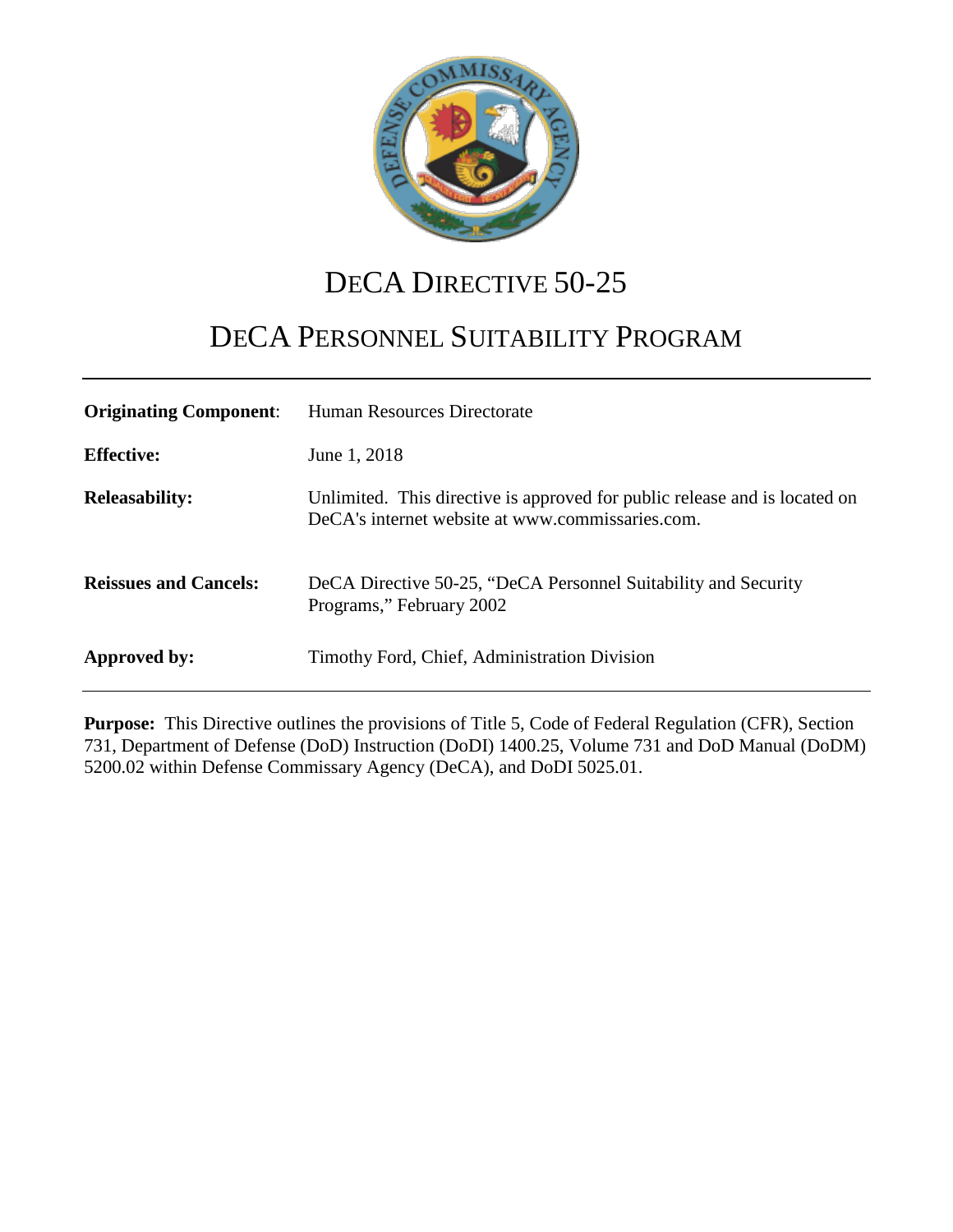# DeCA Directive 50-25

## DeCA Personnel Suitability Program

| | |
|---|---|
| **Originating Component**: | Human Resources Directorate |
| **Effective:** | June 1, 2018 |
| **Releasability:** | Unlimited. This directive is approved for public release and is located on DeCA's internet website at www.commissaries.com. |
| **Reissues and Cancels:** | DeCA Directive 50-25, "DeCA Personnel Suitability and Security Programs," February 2002 |
| **Approved by:** | Timothy Ford, Chief, Administration Division |

**Purpose:** This Directive outlines the provisions of Title 5, Code of Federal Regulation (CFR), Section 731, Department of Defense (DoD) Instruction (DoDI) 1400.25, Volume 731 and DoD Manual (DoDM) 5200.02 within Defense Commissary Agency (DeCA), and DoDI 5025.01.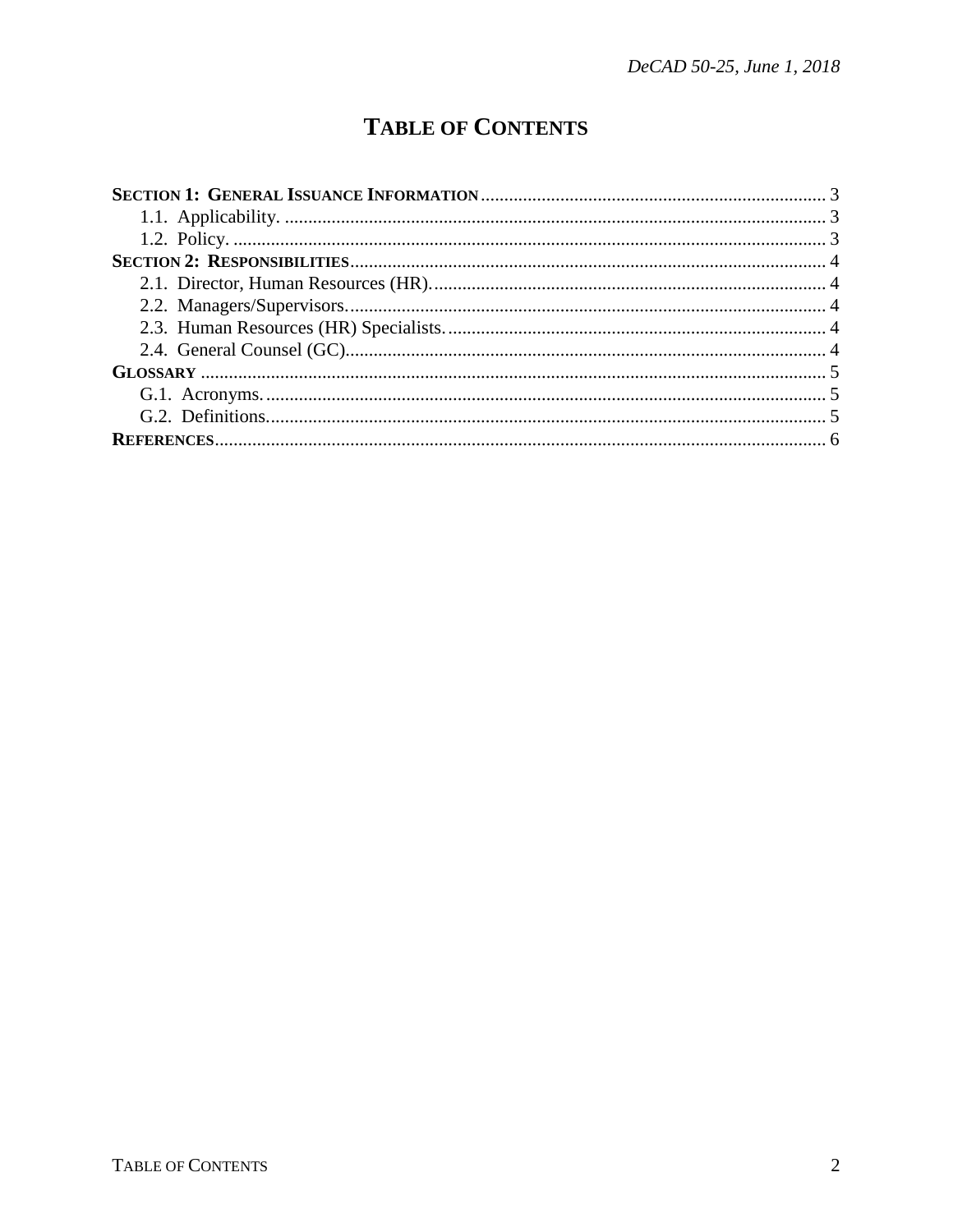# TABLE OF CONTENTS

**SECTION 1: GENERAL ISSUANCE INFORMATION** ... 3
- 1.1. Applicability. ... 3
- 1.2. Policy. ... 3

**SECTION 2: RESPONSIBILITIES** ... 4
- 2.1. Director, Human Resources (HR). ... 4
- 2.2. Managers/Supervisors. ... 4
- 2.3. Human Resources (HR) Specialists. ... 4
- 2.4. General Counsel (GC). ... 4

**GLOSSARY** ... 5
- G.1. Acronyms. ... 5
- G.2. Definitions. ... 5

**REFERENCES** ... 6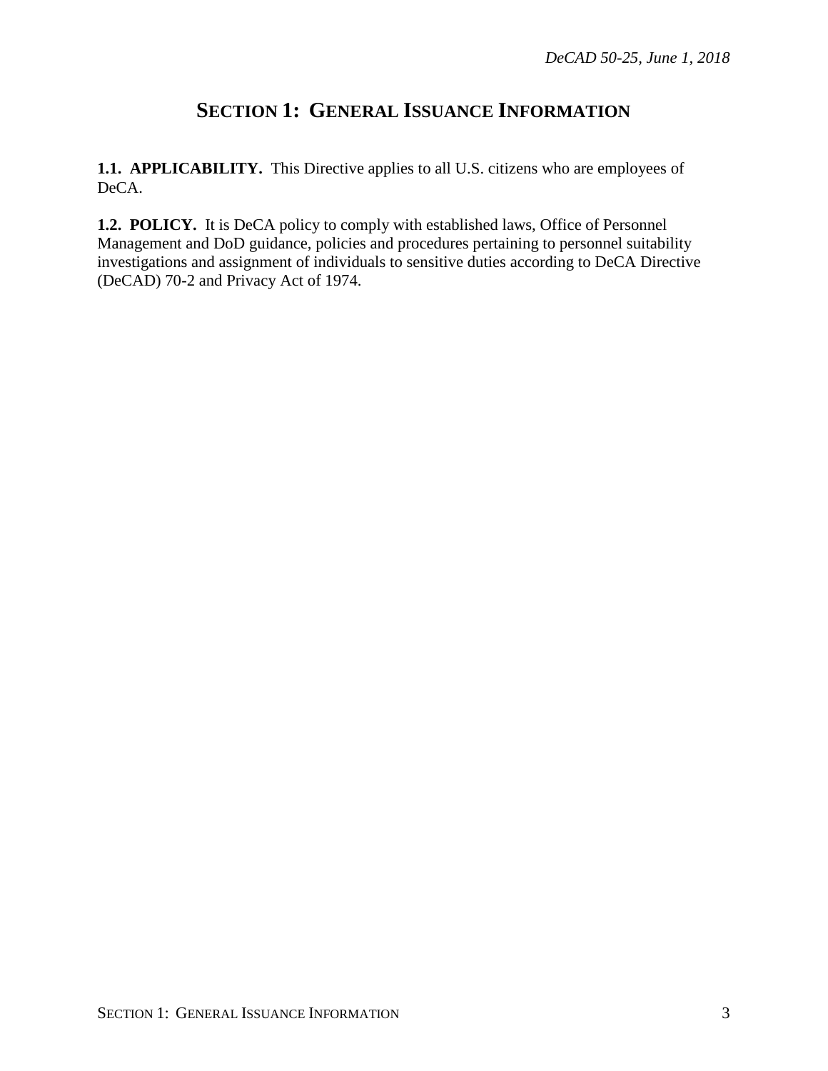# SECTION 1: GENERAL ISSUANCE INFORMATION

**1.1. APPLICABILITY.** This Directive applies to all U.S. citizens who are employees of DeCA.

**1.2. POLICY.** It is DeCA policy to comply with established laws, Office of Personnel Management and DoD guidance, policies and procedures pertaining to personnel suitability investigations and assignment of individuals to sensitive duties according to DeCA Directive (DeCAD) 70-2 and Privacy Act of 1974.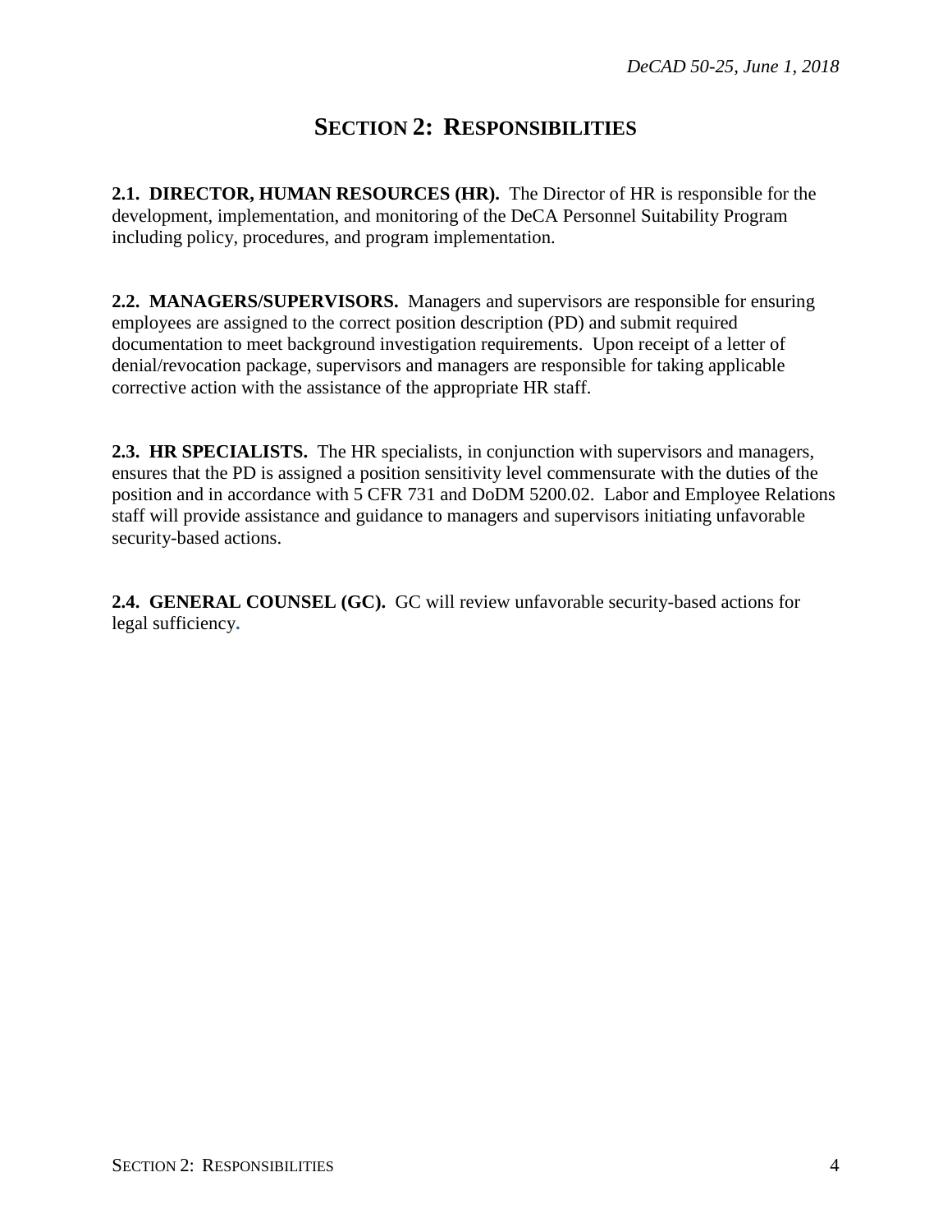# SECTION 2: RESPONSIBILITIES

**2.1. DIRECTOR, HUMAN RESOURCES (HR).** The Director of HR is responsible for the development, implementation, and monitoring of the DeCA Personnel Suitability Program including policy, procedures, and program implementation.

**2.2. MANAGERS/SUPERVISORS.** Managers and supervisors are responsible for ensuring employees are assigned to the correct position description (PD) and submit required documentation to meet background investigation requirements. Upon receipt of a letter of denial/revocation package, supervisors and managers are responsible for taking applicable corrective action with the assistance of the appropriate HR staff.

**2.3. HR SPECIALISTS.** The HR specialists, in conjunction with supervisors and managers, ensures that the PD is assigned a position sensitivity level commensurate with the duties of the position and in accordance with 5 CFR 731 and DoDM 5200.02. Labor and Employee Relations staff will provide assistance and guidance to managers and supervisors initiating unfavorable security-based actions.

**2.4. GENERAL COUNSEL (GC).** GC will review unfavorable security-based actions for legal sufficiency.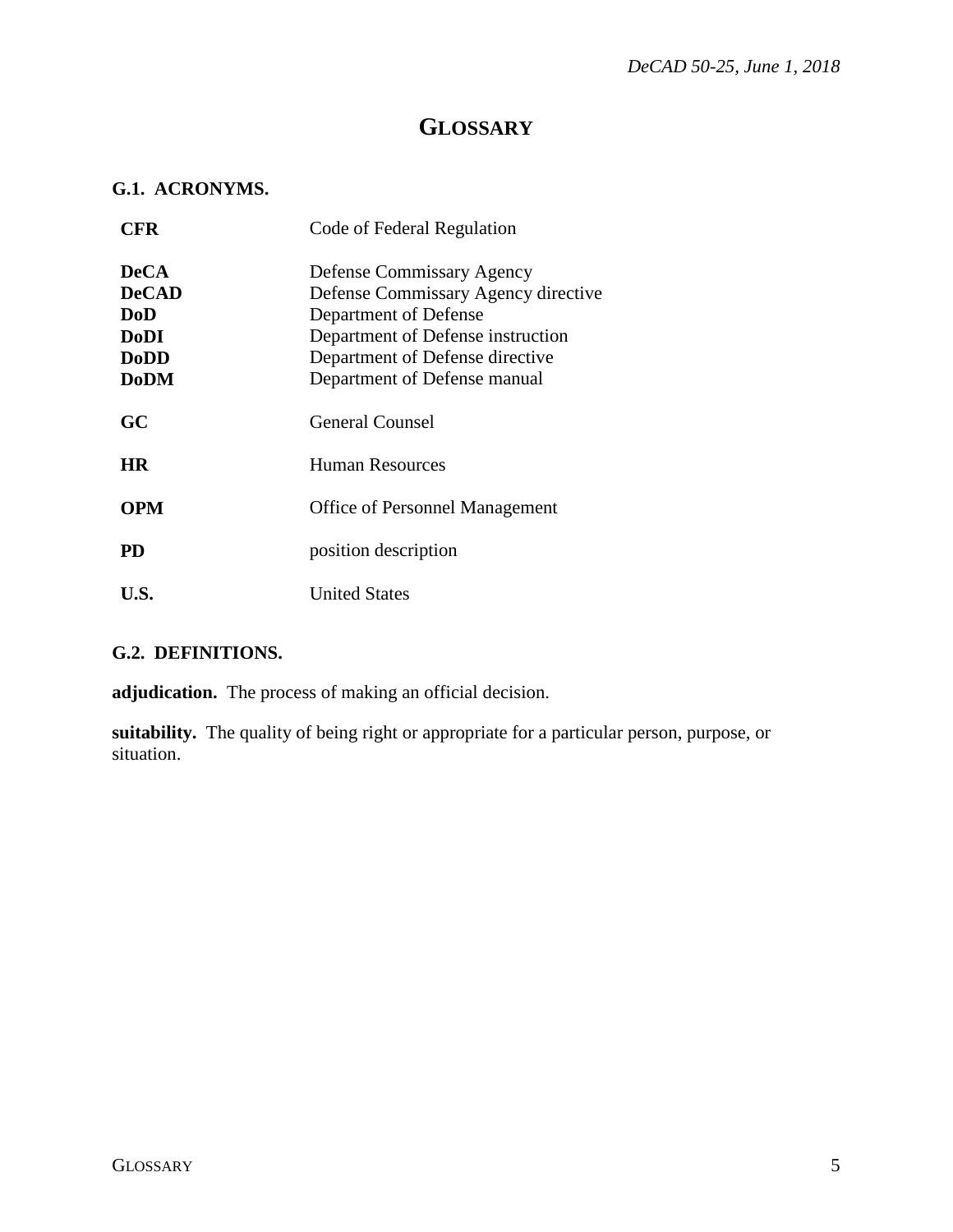# GLOSSARY

## G.1. ACRONYMS.

| | |
|---|---|
| **CFR** | Code of Federal Regulation |
| **DeCA** | Defense Commissary Agency |
| **DeCAD** | Defense Commissary Agency directive |
| **DoD** | Department of Defense |
| **DoDI** | Department of Defense instruction |
| **DoDD** | Department of Defense directive |
| **DoDM** | Department of Defense manual |
| **GC** | General Counsel |
| **HR** | Human Resources |
| **OPM** | Office of Personnel Management |
| **PD** | position description |
| **U.S.** | United States |

## G.2. DEFINITIONS.

**adjudication.** The process of making an official decision.

**suitability.** The quality of being right or appropriate for a particular person, purpose, or situation.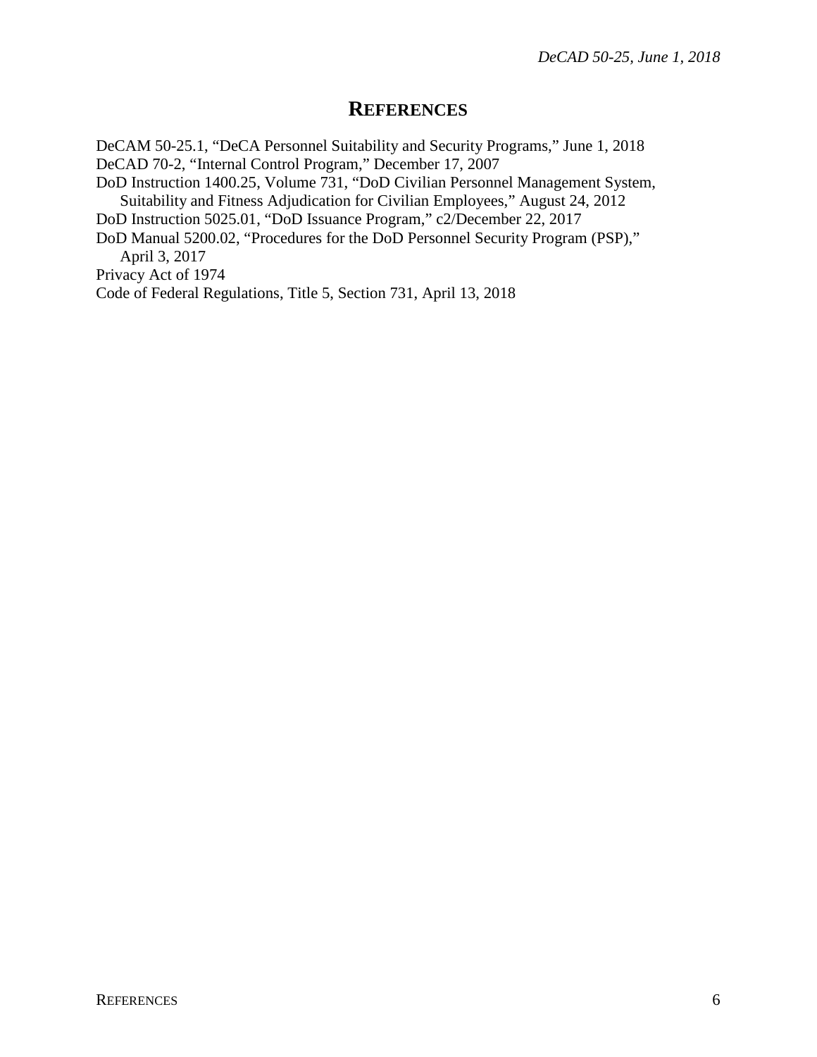# REFERENCES

DeCAM 50-25.1, "DeCA Personnel Suitability and Security Programs," June 1, 2018
DeCAD 70-2, "Internal Control Program," December 17, 2007
DoD Instruction 1400.25, Volume 731, "DoD Civilian Personnel Management System, Suitability and Fitness Adjudication for Civilian Employees," August 24, 2012
DoD Instruction 5025.01, "DoD Issuance Program," c2/December 22, 2017
DoD Manual 5200.02, "Procedures for the DoD Personnel Security Program (PSP)," April 3, 2017
Privacy Act of 1974
Code of Federal Regulations, Title 5, Section 731, April 13, 2018